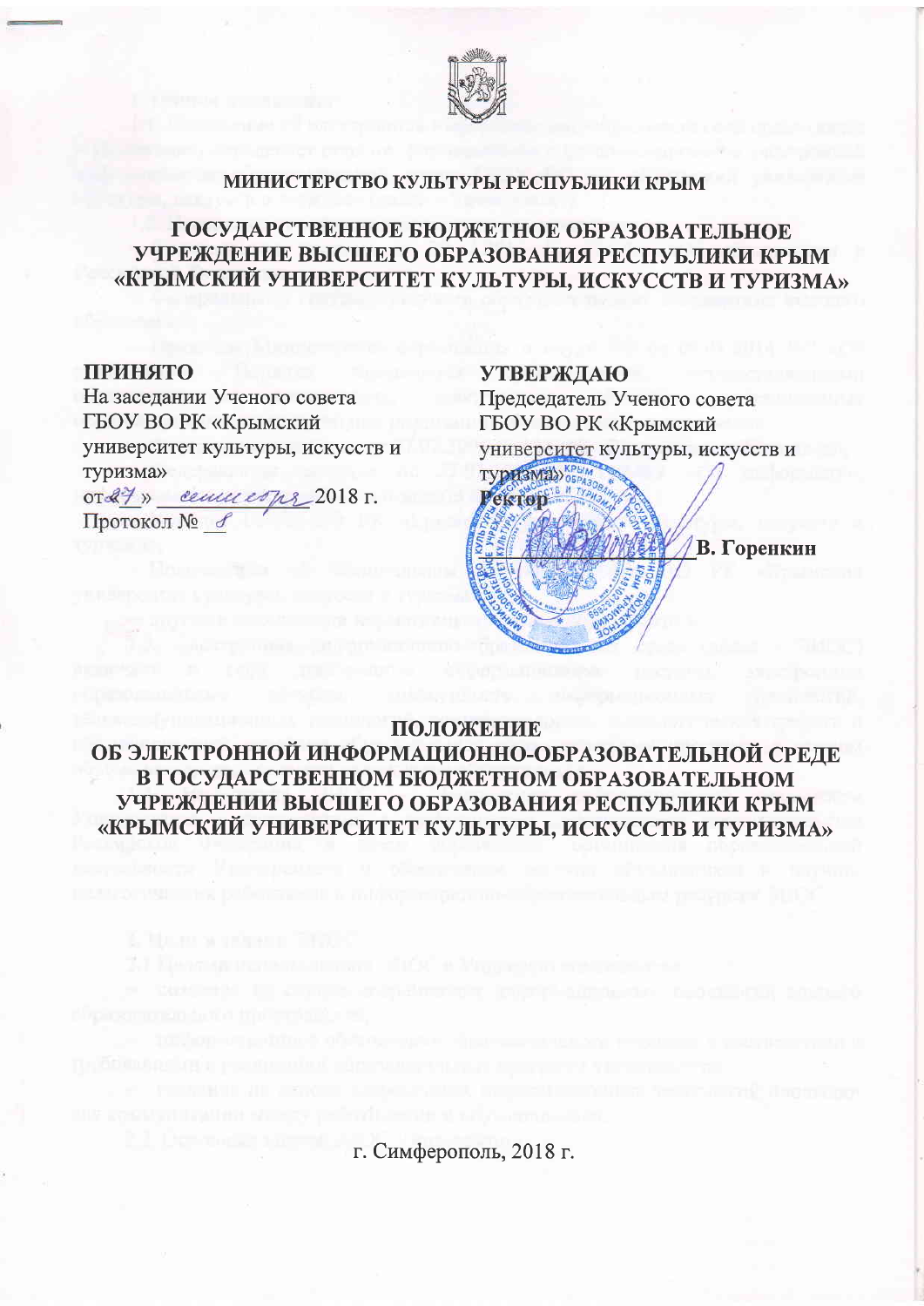МИНИСТЕРСТВО КУЛЬТУРЫ РЕСПУБЛИКИ КРЫМ

# ГОСУДАРСТВЕННОЕ БЮДЖЕТНОЕ ОБРАЗОВАТЕЛЬНОЕ УЧРЕЖДЕНИЕ ВЫСШЕГО ОБРАЗОВАНИЯ РЕСПУБЛИКИ КРЫМ «КРЫМСКИЙ УНИВЕРСИТЕТ КУЛЬТУРЫ, ИСКУССТВ И ТУРИЗМА»

**ПРИНЯТО**
На заседании Ученого совета
ГБОУ ВО РК «Крымский университет культуры, искусств и туризма»
от «27» сентября 2018 г.
Протокол № 8

**УТВЕРЖДАЮ**
Председатель Ученого совета
ГБОУ ВО РК «Крымский университет культуры, искусств и туризма»
Ректор
_______________ В. Горенкин

# ПОЛОЖЕНИЕ ОБ ЭЛЕКТРОННОЙ ИНФОРМАЦИОННО-ОБРАЗОВАТЕЛЬНОЙ СРЕДЕ В ГОСУДАРСТВЕННОМ БЮДЖЕТНОМ ОБРАЗОВАТЕЛЬНОМ УЧРЕЖДЕНИИ ВЫСШЕГО ОБРАЗОВАНИЯ РЕСПУБЛИКИ КРЫМ «КРЫМСКИЙ УНИВЕРСИТЕТ КУЛЬТУРЫ, ИСКУССТВ И ТУРИЗМА»

г. Симферополь, 2018 г.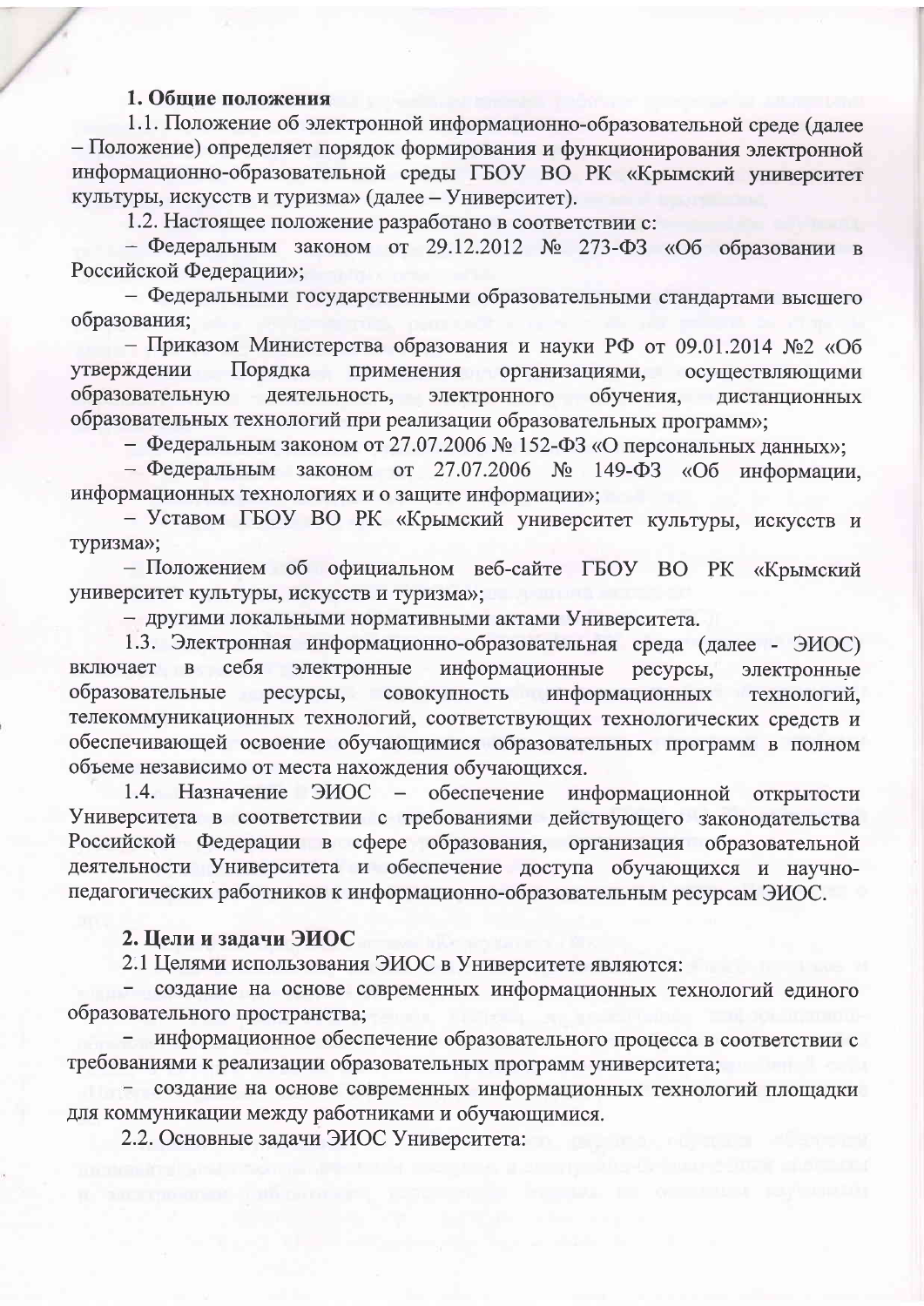## 1. Общие положения

1.1. Положение об электронной информационно-образовательной среде (далее – Положение) определяет порядок формирования и функционирования электронной информационно-образовательной среды ГБОУ ВО РК «Крымский университет культуры, искусств и туризма» (далее – Университет).

1.2. Настоящее положение разработано в соответствии с:

– Федеральным законом от 29.12.2012 № 273-ФЗ «Об образовании в Российской Федерации»;

– Федеральными государственными образовательными стандартами высшего образования;

– Приказом Министерства образования и науки РФ от 09.01.2014 №2 «Об утверждении Порядка применения организациями, осуществляющими образовательную деятельность, электронного обучения, дистанционных образовательных технологий при реализации образовательных программ»;

– Федеральным законом от 27.07.2006 № 152-ФЗ «О персональных данных»;

– Федеральным законом от 27.07.2006 № 149-ФЗ «Об информации, информационных технологиях и о защите информации»;

– Уставом ГБОУ ВО РК «Крымский университет культуры, искусств и туризма»;

– Положением об официальном веб-сайте ГБОУ ВО РК «Крымский университет культуры, искусств и туризма»;

– другими локальными нормативными актами Университета.

1.3. Электронная информационно-образовательная среда (далее - ЭИОС) включает в себя электронные информационные ресурсы, электронные образовательные ресурсы, совокупность информационных технологий, телекоммуникационных технологий, соответствующих технологических средств и обеспечивающей освоение обучающимися образовательных программ в полном объеме независимо от места нахождения обучающихся.

1.4. Назначение ЭИОС – обеспечение информационной открытости Университета в соответствии с требованиями действующего законодательства Российской Федерации в сфере образования, организация образовательной деятельности Университета и обеспечение доступа обучающихся и научно-педагогических работников к информационно-образовательным ресурсам ЭИОС.

## 2. Цели и задачи ЭИОС

2.1 Целями использования ЭИОС в Университете являются:

– создание на основе современных информационных технологий единого образовательного пространства;

– информационное обеспечение образовательного процесса в соответствии с требованиями к реализации образовательных программ университета;

– создание на основе современных информационных технологий площадки для коммуникации между работниками и обучающимися.

2.2. Основные задачи ЭИОС Университета: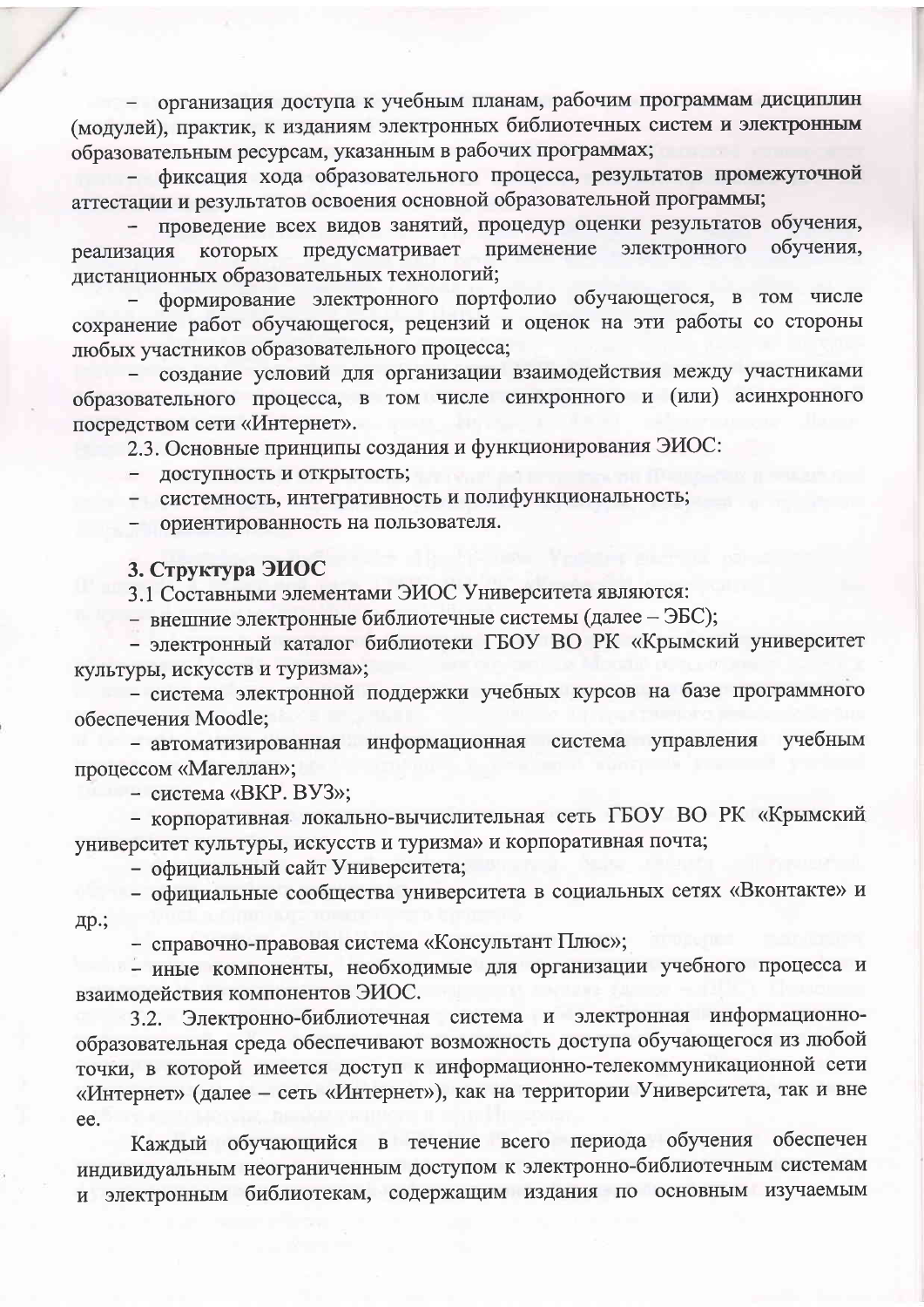- организация доступа к учебным планам, рабочим программам дисциплин (модулей), практик, к изданиям электронных библиотечных систем и электронным образовательным ресурсам, указанным в рабочих программах;
- фиксация хода образовательного процесса, результатов промежуточной аттестации и результатов освоения основной образовательной программы;
- проведение всех видов занятий, процедур оценки результатов обучения, реализация которых предусматривает применение электронного обучения, дистанционных образовательных технологий;
- формирование электронного портфолио обучающегося, в том числе сохранение работ обучающегося, рецензий и оценок на эти работы со стороны любых участников образовательного процесса;
- создание условий для организации взаимодействия между участниками образовательного процесса, в том числе синхронного и (или) асинхронного посредством сети «Интернет».

2.3. Основные принципы создания и функционирования ЭИОС:

- доступность и открытость;
- системность, интегративность и полифункциональность;
- ориентированность на пользователя.

## 3. Структура ЭИОС

3.1 Составными элементами ЭИОС Университета являются:

- внешние электронные библиотечные системы (далее – ЭБС);
- электронный каталог библиотеки ГБОУ ВО РК «Крымский университет культуры, искусств и туризма»;
- система электронной поддержки учебных курсов на базе программного обеспечения Moodle;
- автоматизированная информационная система управления учебным процессом «Магеллан»;
- система «ВКР. ВУЗ»;
- корпоративная локально-вычислительная сеть ГБОУ ВО РК «Крымский университет культуры, искусств и туризма» и корпоративная почта;
- официальный сайт Университета;
- официальные сообщества университета в социальных сетях «Вконтакте» и др.;
- справочно-правовая система «Консультант Плюс»;
- иные компоненты, необходимые для организации учебного процесса и взаимодействия компонентов ЭИОС.

3.2. Электронно-библиотечная система и электронная информационно-образовательная среда обеспечивают возможность доступа обучающегося из любой точки, в которой имеется доступ к информационно-телекоммуникационной сети «Интернет» (далее – сеть «Интернет»), как на территории Университета, так и вне ее.

Каждый обучающийся в течение всего периода обучения обеспечен индивидуальным неограниченным доступом к электронно-библиотечным системам и электронным библиотекам, содержащим издания по основным изучаемым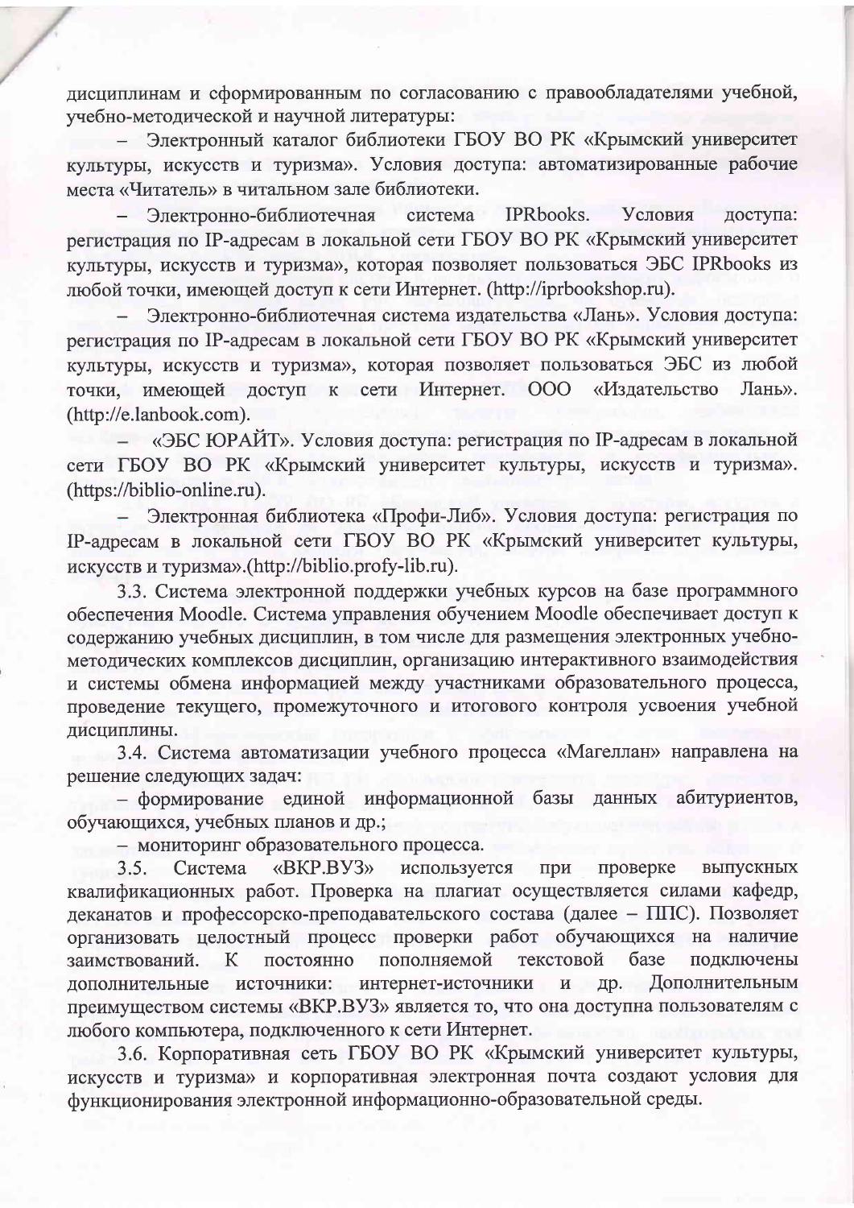дисциплинам и сформированным по согласованию с правообладателями учебной, учебно-методической и научной литературы:

– Электронный каталог библиотеки ГБОУ ВО РК «Крымский университет культуры, искусств и туризма». Условия доступа: автоматизированные рабочие места «Читатель» в читальном зале библиотеки.

– Электронно-библиотечная система IPRbooks. Условия доступа: регистрация по IP-адресам в локальной сети ГБОУ ВО РК «Крымский университет культуры, искусств и туризма», которая позволяет пользоваться ЭБС IPRbooks из любой точки, имеющей доступ к сети Интернет. (http://iprbookshop.ru).

– Электронно-библиотечная система издательства «Лань». Условия доступа: регистрация по IP-адресам в локальной сети ГБОУ ВО РК «Крымский университет культуры, искусств и туризма», которая позволяет пользоваться ЭБС из любой точки, имеющей доступ к сети Интернет. ООО «Издательство Лань». (http://e.lanbook.com).

– «ЭБС ЮРАЙТ». Условия доступа: регистрация по IP-адресам в локальной сети ГБОУ ВО РК «Крымский университет культуры, искусств и туризма». (https://biblio-online.ru).

– Электронная библиотека «Профи-Либ». Условия доступа: регистрация по IP-адресам в локальной сети ГБОУ ВО РК «Крымский университет культуры, искусств и туризма».(http://biblio.profy-lib.ru).

3.3. Система электронной поддержки учебных курсов на базе программного обеспечения Moodle. Система управления обучением Moodle обеспечивает доступ к содержанию учебных дисциплин, в том числе для размещения электронных учебно-методических комплексов дисциплин, организацию интерактивного взаимодействия и системы обмена информацией между участниками образовательного процесса, проведение текущего, промежуточного и итогового контроля усвоения учебной дисциплины.

3.4. Система автоматизации учебного процесса «Магеллан» направлена на решение следующих задач:

– формирование единой информационной базы данных абитуриентов, обучающихся, учебных планов и др.;

– мониторинг образовательного процесса.

3.5. Система «ВКР.ВУЗ» используется при проверке выпускных квалификационных работ. Проверка на плагиат осуществляется силами кафедр, деканатов и профессорско-преподавательского состава (далее – ППС). Позволяет организовать целостный процесс проверки работ обучающихся на наличие заимствований. К постоянно пополняемой текстовой базе подключены дополнительные источники: интернет-источники и др. Дополнительным преимуществом системы «ВКР.ВУЗ» является то, что она доступна пользователям с любого компьютера, подключенного к сети Интернет.

3.6. Корпоративная сеть ГБОУ ВО РК «Крымский университет культуры, искусств и туризма» и корпоративная электронная почта создают условия для функционирования электронной информационно-образовательной среды.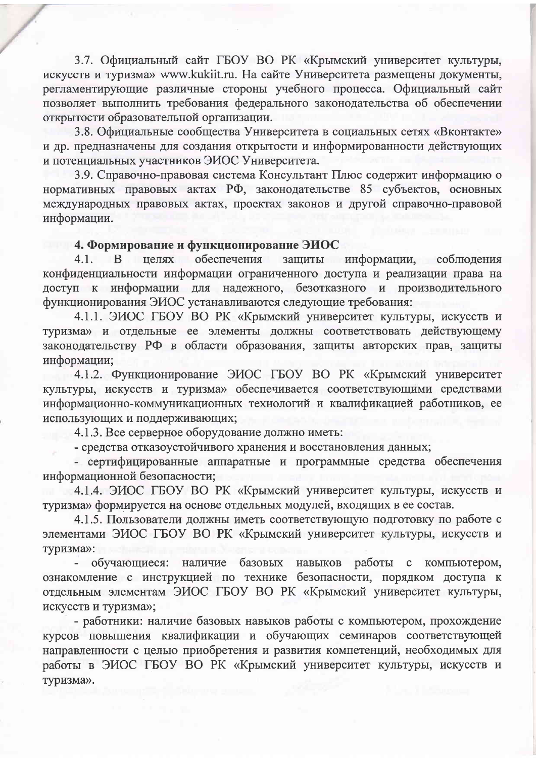3.7. Официальный сайт ГБОУ ВО РК «Крымский университет культуры, искусств и туризма» www.kukiit.ru. На сайте Университета размещены документы, регламентирующие различные стороны учебного процесса. Официальный сайт позволяет выполнить требования федерального законодательства об обеспечении открытости образовательной организации.

3.8. Официальные сообщества Университета в социальных сетях «Вконтакте» и др. предназначены для создания открытости и информированности действующих и потенциальных участников ЭИОС Университета.

3.9. Справочно-правовая система Консультант Плюс содержит информацию о нормативных правовых актах РФ, законодательстве 85 субъектов, основных международных правовых актах, проектах законов и другой справочно-правовой информации.

**4. Формирование и функционирование ЭИОС**

4.1. В целях обеспечения защиты информации, соблюдения конфиденциальности информации ограниченного доступа и реализации права на доступ к информации для надежного, безотказного и производительного функционирования ЭИОС устанавливаются следующие требования:

4.1.1. ЭИОС ГБОУ ВО РК «Крымский университет культуры, искусств и туризма» и отдельные ее элементы должны соответствовать действующему законодательству РФ в области образования, защиты авторских прав, защиты информации;

4.1.2. Функционирование ЭИОС ГБОУ ВО РК «Крымский университет культуры, искусств и туризма» обеспечивается соответствующими средствами информационно-коммуникационных технологий и квалификацией работников, ее использующих и поддерживающих;

4.1.3. Все серверное оборудование должно иметь:

- средства отказоустойчивого хранения и восстановления данных;
- сертифицированные аппаратные и программные средства обеспечения информационной безопасности;

4.1.4. ЭИОС ГБОУ ВО РК «Крымский университет культуры, искусств и туризма» формируется на основе отдельных модулей, входящих в ее состав.

4.1.5. Пользователи должны иметь соответствующую подготовку по работе с элементами ЭИОС ГБОУ ВО РК «Крымский университет культуры, искусств и туризма»:

- обучающиеся: наличие базовых навыков работы с компьютером, ознакомление с инструкцией по технике безопасности, порядком доступа к отдельным элементам ЭИОС ГБОУ ВО РК «Крымский университет культуры, искусств и туризма»;
- работники: наличие базовых навыков работы с компьютером, прохождение курсов повышения квалификации и обучающих семинаров соответствующей направленности с целью приобретения и развития компетенций, необходимых для работы в ЭИОС ГБОУ ВО РК «Крымский университет культуры, искусств и туризма».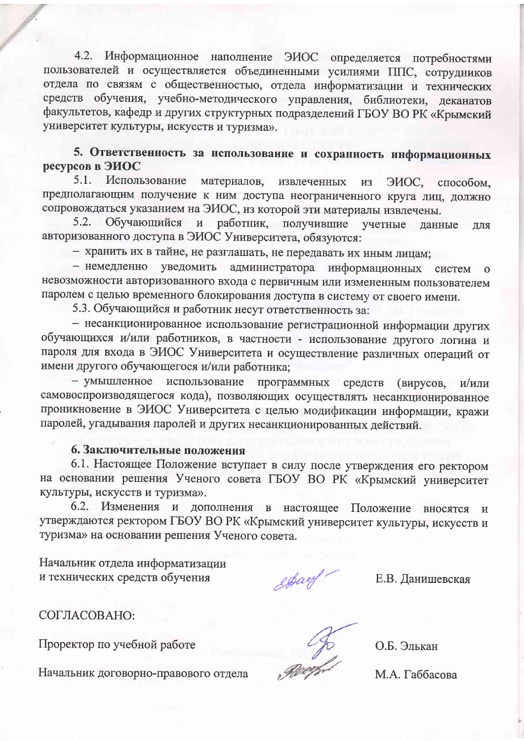4.2. Информационное наполнение ЭИОС определяется потребностями пользователей и осуществляется объединенными усилиями ППС, сотрудников отдела по связям с общественностью, отдела информатизации и технических средств обучения, учебно-методического управления, библиотеки, деканатов факультетов, кафедр и других структурных подразделений ГБОУ ВО РК «Крымский университет культуры, искусств и туризма».

## 5. Ответственность за использование и сохранность информационных ресурсов в ЭИОС

5.1. Использование материалов, извлеченных из ЭИОС, способом, предполагающим получение к ним доступа неограниченного круга лиц, должно сопровождаться указанием на ЭИОС, из которой эти материалы извлечены.

5.2. Обучающийся и работник, получившие учетные данные для авторизованного доступа в ЭИОС Университета, обязуются:

- хранить их в тайне, не разглашать, не передавать их иным лицам;
- немедленно уведомить администратора информационных систем о невозможности авторизованного входа с первичным или измененным пользователем паролем с целью временного блокирования доступа в систему от своего имени.

5.3. Обучающийся и работник несут ответственность за:

- несанкционированное использование регистрационной информации других обучающихся и/или работников, в частности - использование другого логина и пароля для входа в ЭИОС Университета и осуществление различных операций от имени другого обучающегося и/или работника;
- умышленное использование программных средств (вирусов, и/или самовоспроизводящегося кода), позволяющих осуществлять несанкционированное проникновение в ЭИОС Университета с целью модификации информации, кражи паролей, угадывания паролей и других несанкционированных действий.

## 6. Заключительные положения

6.1. Настоящее Положение вступает в силу после утверждения его ректором на основании решения Ученого совета ГБОУ ВО РК «Крымский университет культуры, искусств и туризма».

6.2. Изменения и дополнения в настоящее Положение вносятся и утверждаются ректором ГБОУ ВО РК «Крымский университет культуры, искусств и туризма» на основании решения Ученого совета.

Начальник отдела информатизации
и технических средств обучения — Е.В. Данишевская

СОГЛАСОВАНО:

Проректор по учебной работе — О.Б. Элькан

Начальник договорно-правового отдела — М.А. Габбасова